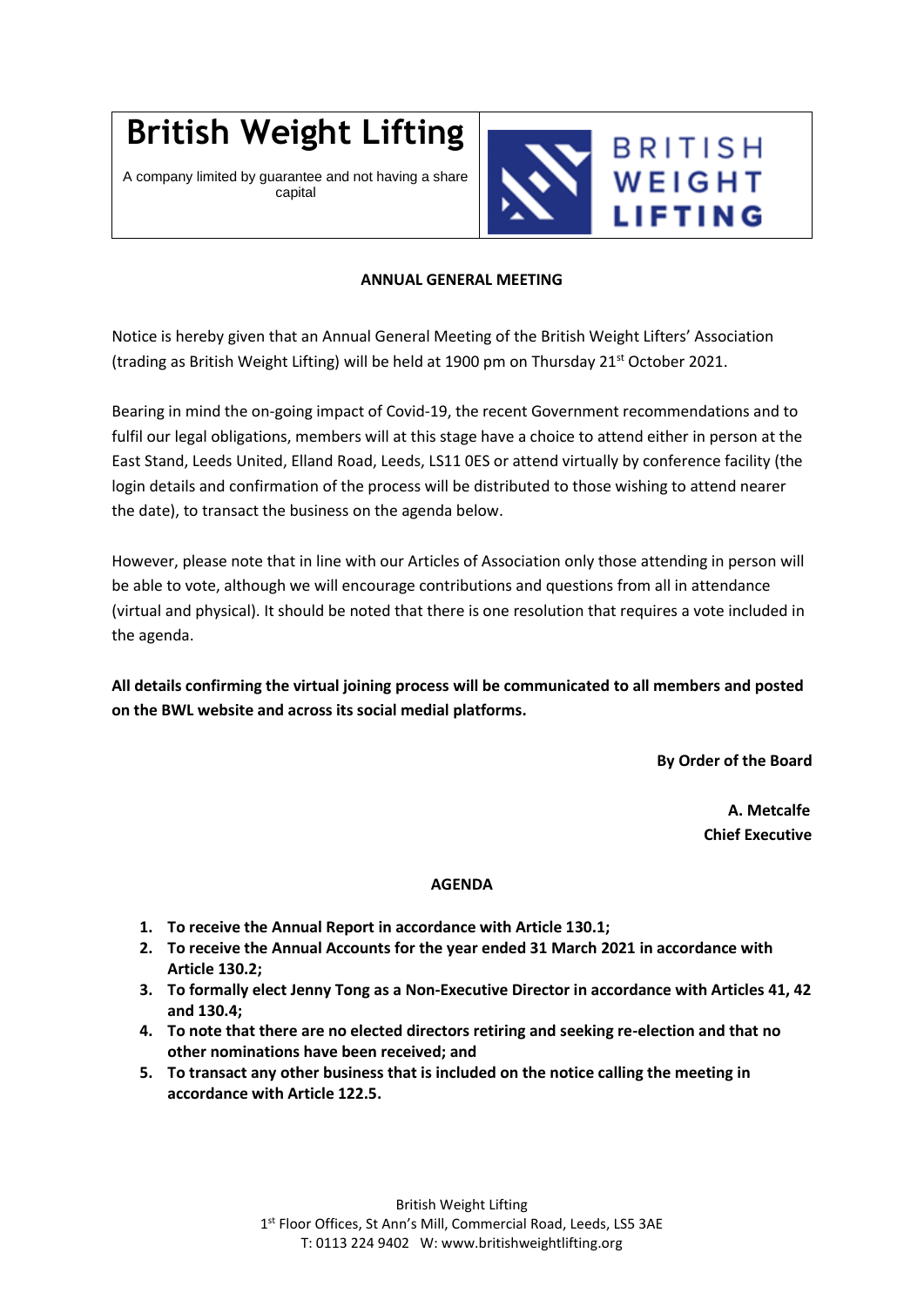# British Weight Lifting

A company limited by guarantee and not having a share capital

BRITISH WEIGHT LIFTING

## ANNUAL GENERAL MEETING

Notice is hereby given that an Annual General Meeting of the British Weight Lifters' Association (trading as British Weight Lifting) will be held at 1900 pm on Thursday 21st October 2021.

Bearing in mind the on-going impact of Covid-19, the recent Government recommendations and to fulfil our legal obligations, members will at this stage have a choice to attend either in person at the East Stand, Leeds United, Elland Road, Leeds, LS11 0ES or attend virtually by conference facility (the login details and confirmation of the process will be distributed to those wishing to attend nearer the date), to transact the business on the agenda below.

However, please note that in line with our Articles of Association only those attending in person will be able to vote, although we will encourage contributions and questions from all in attendance (virtual and physical). It should be noted that there is one resolution that requires a vote included in the agenda.

**All details confirming the virtual joining process will be communicated to all members and posted on the BWL website and across its social medial platforms.**

**By Order of the Board**

**A. Metcalfe**
**Chief Executive**

## AGENDA

1. **To receive the Annual Report in accordance with Article 130.1;**
2. **To receive the Annual Accounts for the year ended 31 March 2021 in accordance with Article 130.2;**
3. **To formally elect Jenny Tong as a Non-Executive Director in accordance with Articles 41, 42 and 130.4;**
4. **To note that there are no elected directors retiring and seeking re-election and that no other nominations have been received; and**
5. **To transact any other business that is included on the notice calling the meeting in accordance with Article 122.5.**

British Weight Lifting
1st Floor Offices, St Ann's Mill, Commercial Road, Leeds, LS5 3AE
T: 0113 224 9402 W: www.britishweightlifting.org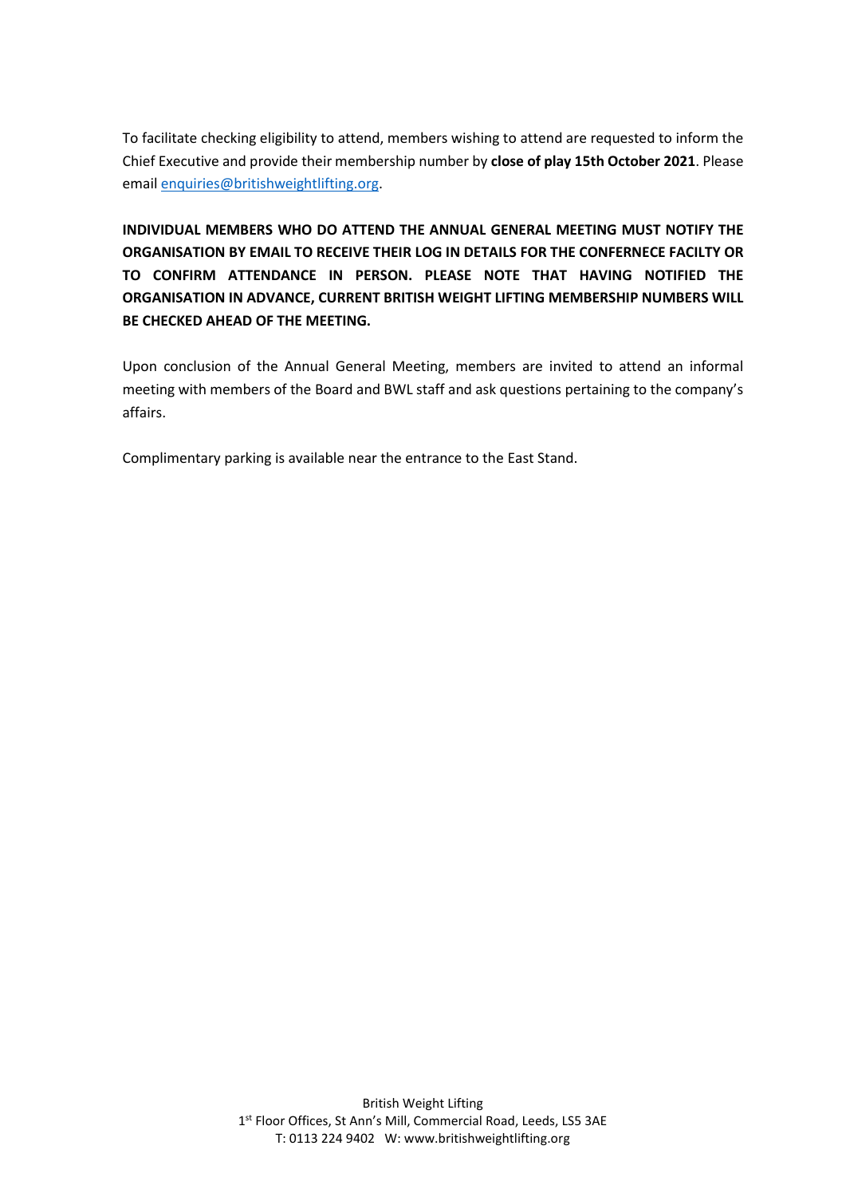To facilitate checking eligibility to attend, members wishing to attend are requested to inform the Chief Executive and provide their membership number by **close of play 15th October 2021**. Please email enquiries@britishweightlifting.org.

**INDIVIDUAL MEMBERS WHO DO ATTEND THE ANNUAL GENERAL MEETING MUST NOTIFY THE ORGANISATION BY EMAIL TO RECEIVE THEIR LOG IN DETAILS FOR THE CONFERNECE FACILTY OR TO CONFIRM ATTENDANCE IN PERSON. PLEASE NOTE THAT HAVING NOTIFIED THE ORGANISATION IN ADVANCE, CURRENT BRITISH WEIGHT LIFTING MEMBERSHIP NUMBERS WILL BE CHECKED AHEAD OF THE MEETING.**

Upon conclusion of the Annual General Meeting, members are invited to attend an informal meeting with members of the Board and BWL staff and ask questions pertaining to the company's affairs.

Complimentary parking is available near the entrance to the East Stand.